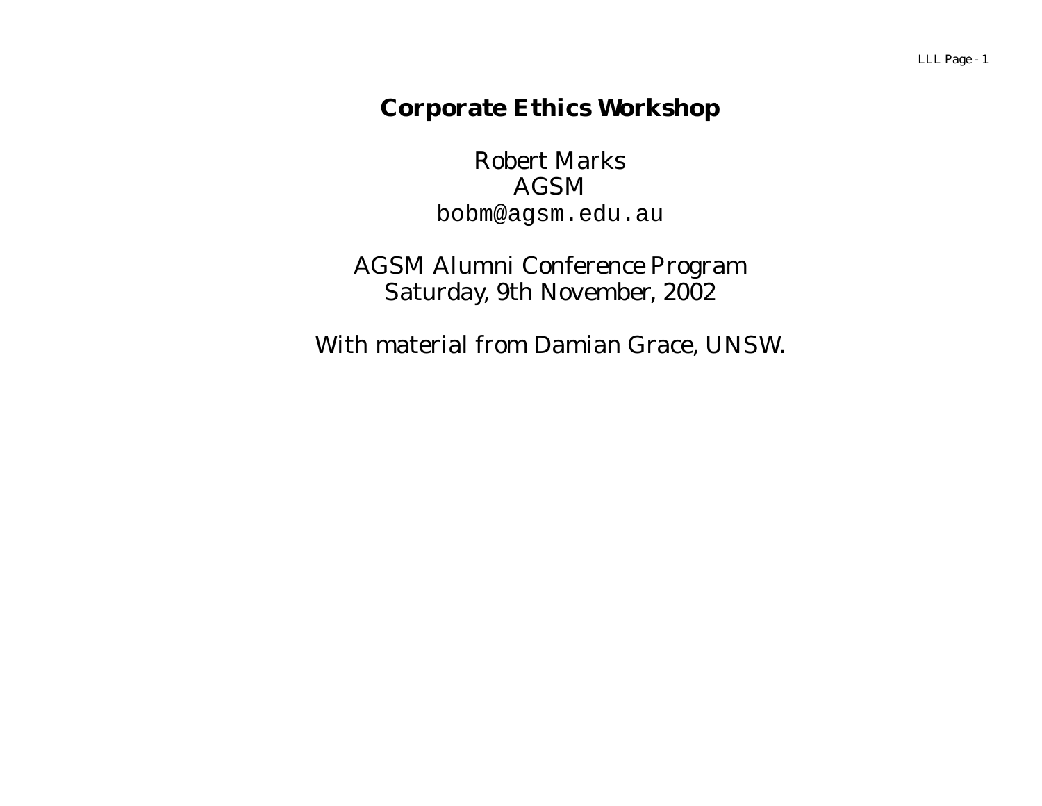# Corporate Ethics Workshop

Robert Marks
AGSM
bobm@agsm.edu.au

AGSM Alumni Conference Program
Saturday, 9th November, 2002

With material from Damian Grace, UNSW.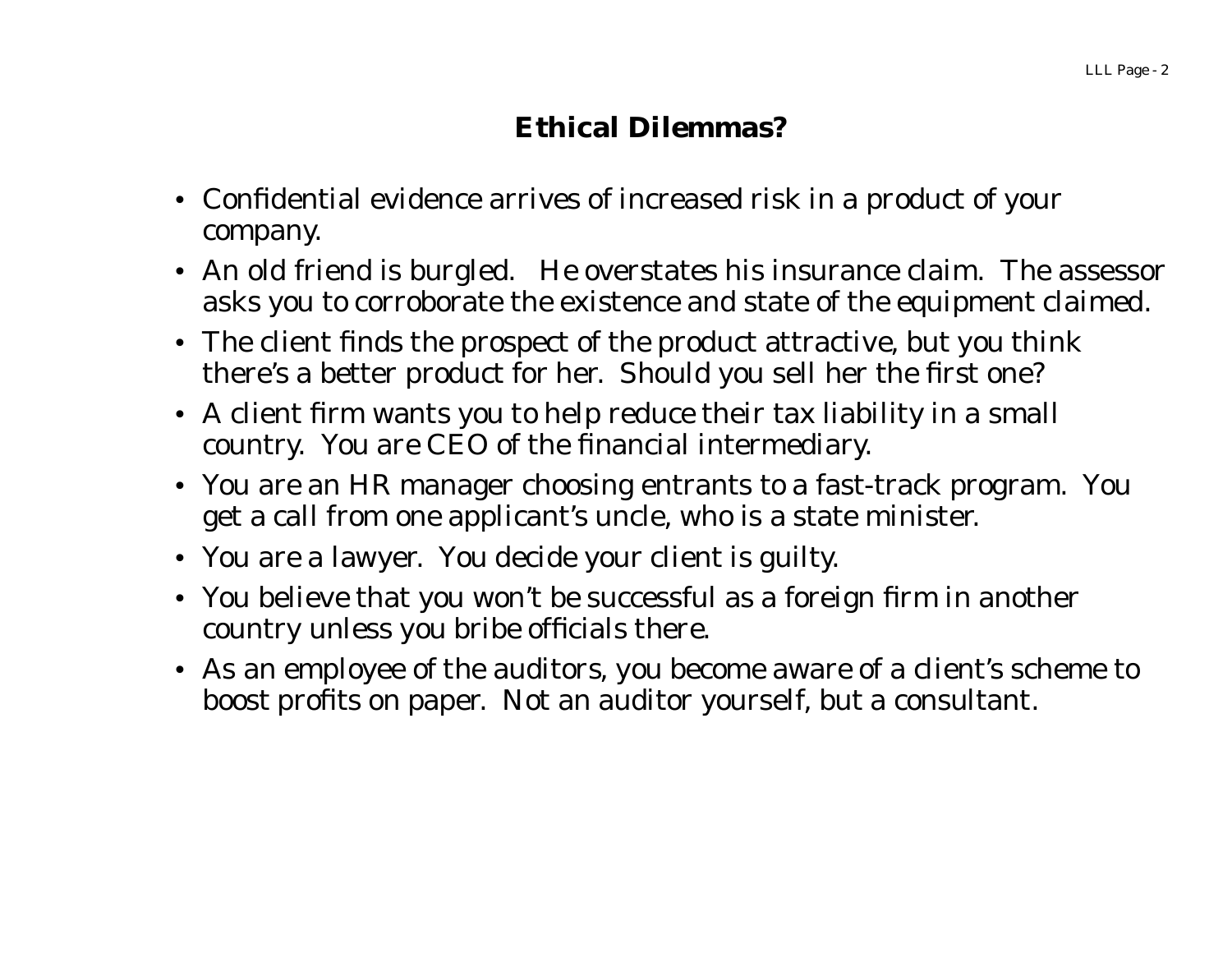# Ethical Dilemmas?

- Confidential evidence arrives of increased risk in a product of your company.
- An old friend is burgled. He overstates his insurance claim. The assessor asks you to corroborate the existence and state of the equipment claimed.
- The client finds the prospect of the product attractive, but you think there's a better product for her. Should you sell her the first one?
- A client firm wants you to help reduce their tax liability in a small country. You are CEO of the financial intermediary.
- You are an HR manager choosing entrants to a fast-track program. You get a call from one applicant's uncle, who is a state minister.
- You are a lawyer. You decide your client is guilty.
- You believe that you won't be successful as a foreign firm in another country unless you bribe officials there.
- As an employee of the auditors, you become aware of a client's scheme to boost profits on paper. Not an auditor yourself, but a consultant.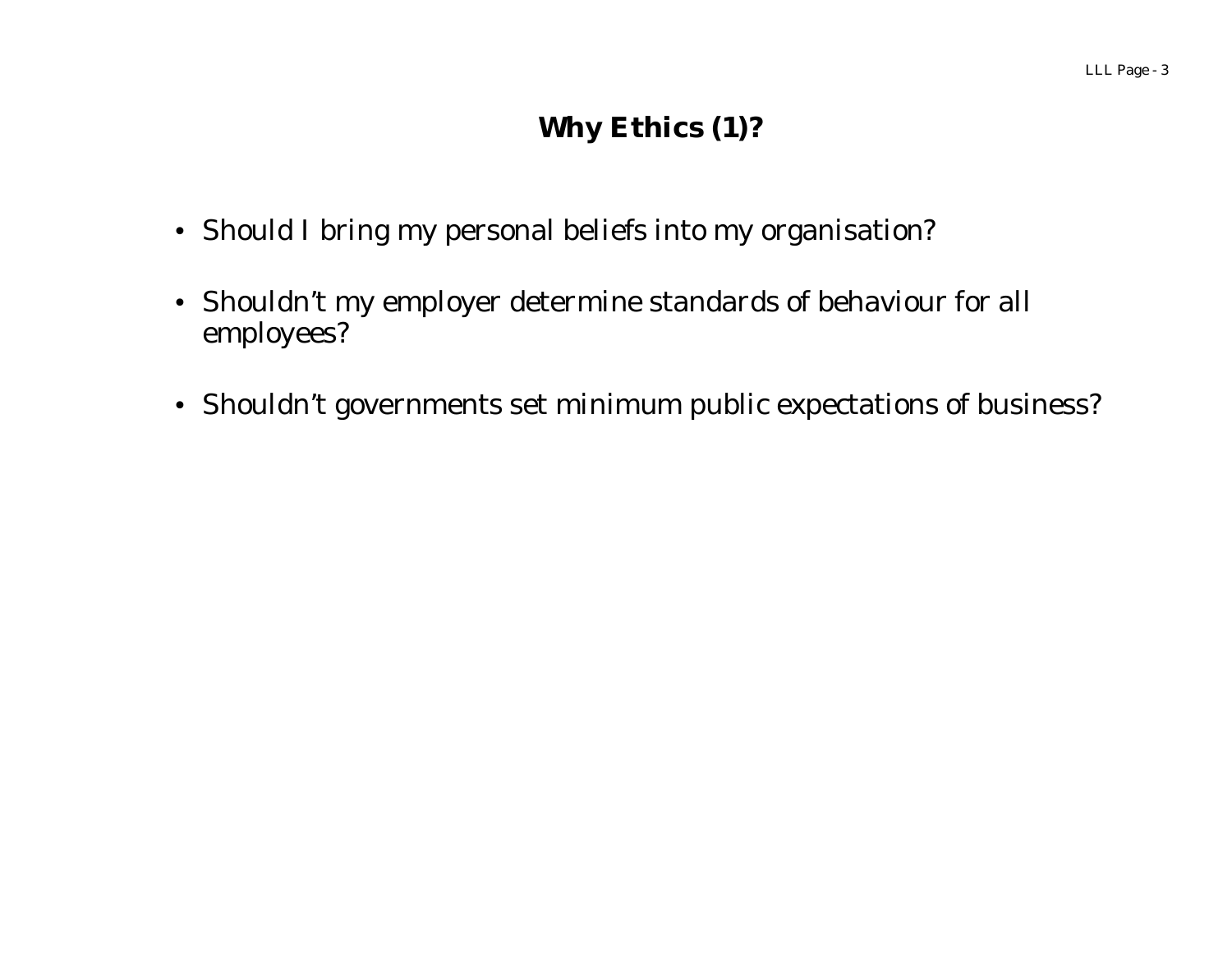# Why Ethics (1)?

- Should I bring my personal beliefs into my organisation?
- Shouldn't my employer determine standards of behaviour for all employees?
- Shouldn't governments set minimum public expectations of business?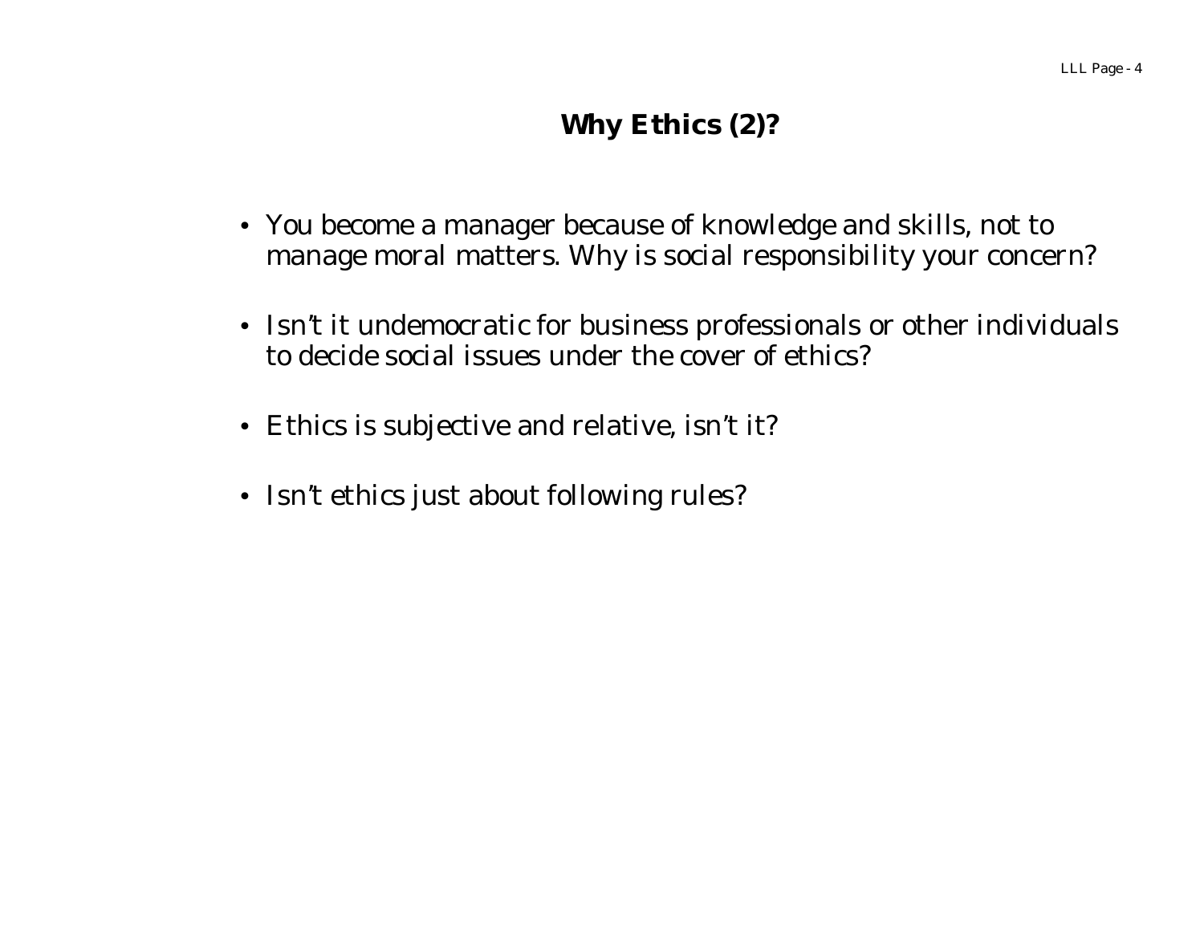## Why Ethics (2)?

- You become a manager because of knowledge and skills, not to manage moral matters. Why is social responsibility your concern?
- Isn't it undemocratic for business professionals or other individuals to decide social issues under the cover of ethics?
- Ethics is subjective and relative, isn't it?
- Isn't ethics just about following rules?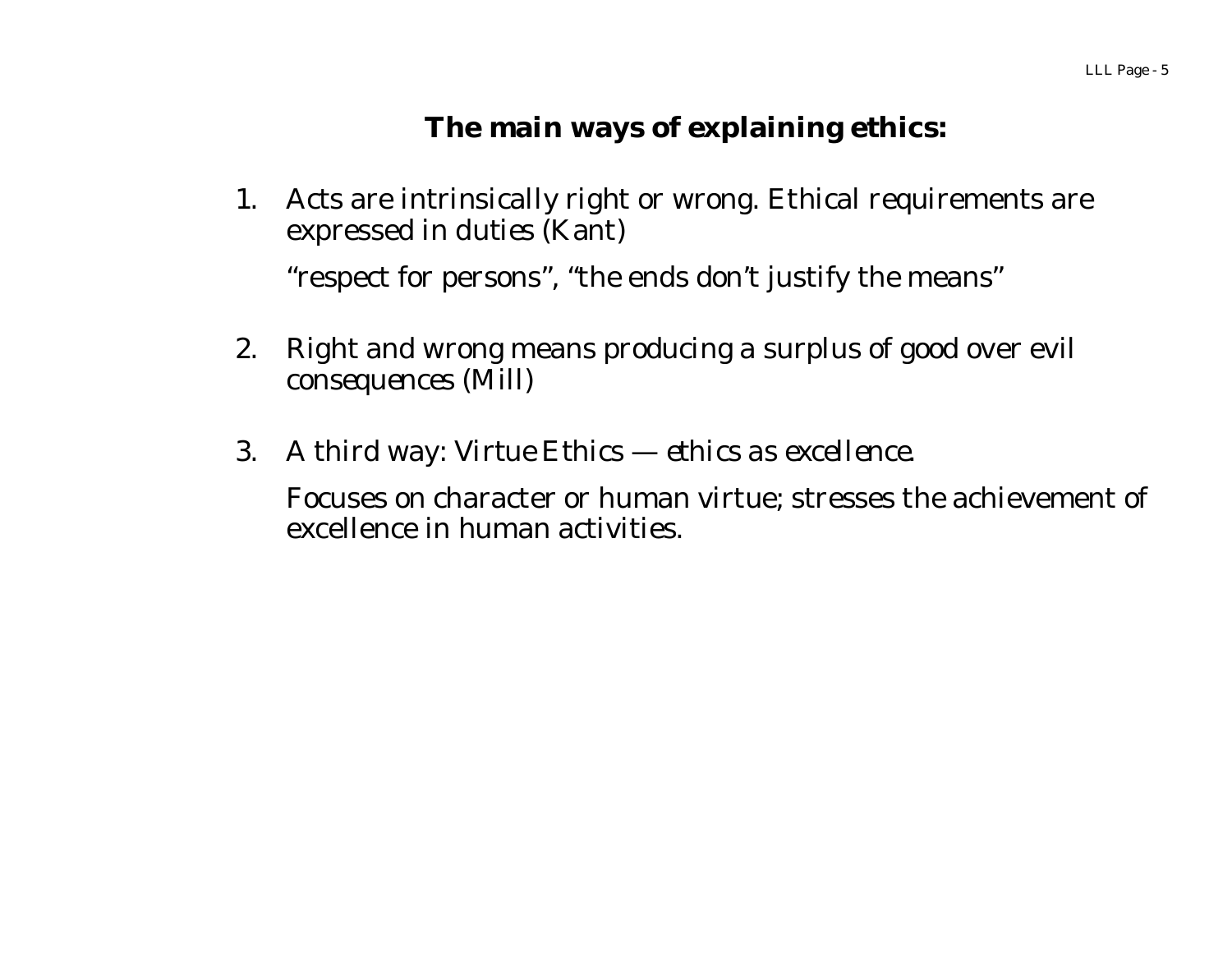## The main ways of explaining ethics:

1. Acts are intrinsically right or wrong. Ethical requirements are expressed in duties (Kant)

   "respect for persons", "the ends don't justify the means"

2. Right and wrong means producing a surplus of good over evil consequences (Mill)

3. A third way: Virtue Ethics — ethics as excellence.

   Focuses on character or human virtue; stresses the achievement of excellence in human activities.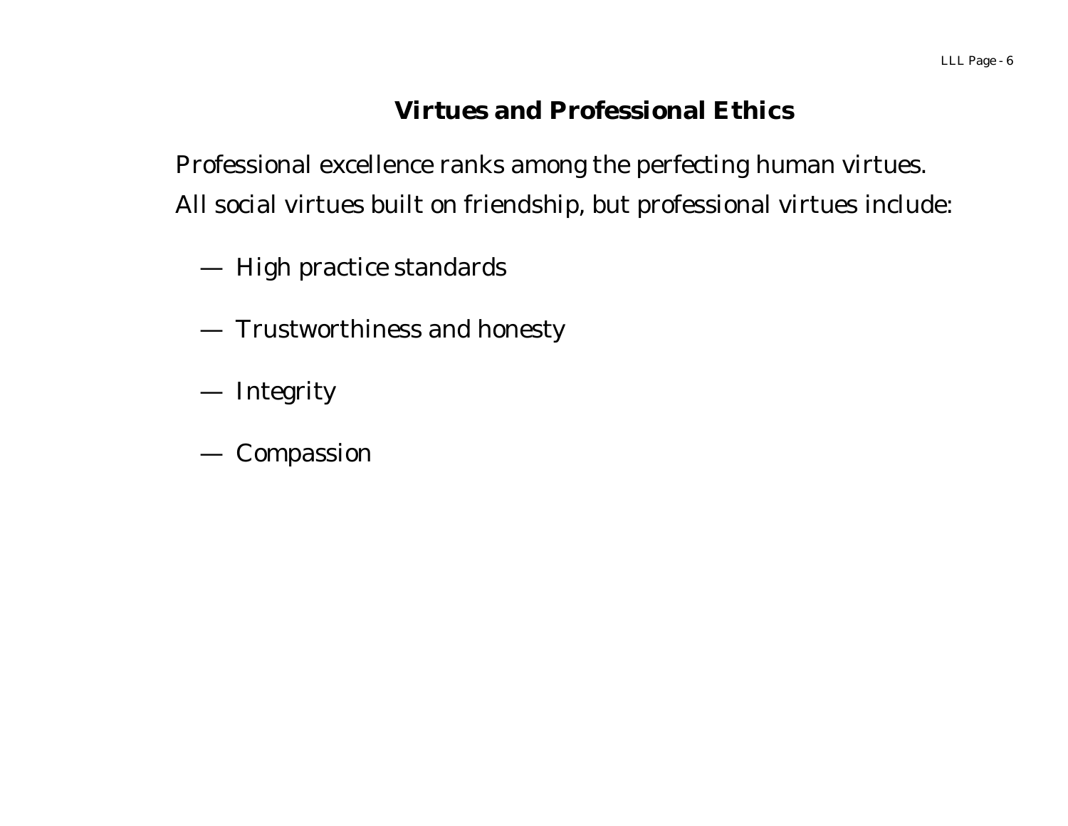## Virtues and Professional Ethics

Professional excellence ranks among the perfecting human virtues.
All social virtues built on friendship, but professional virtues include:

— High practice standards

— Trustworthiness and honesty

— Integrity

— Compassion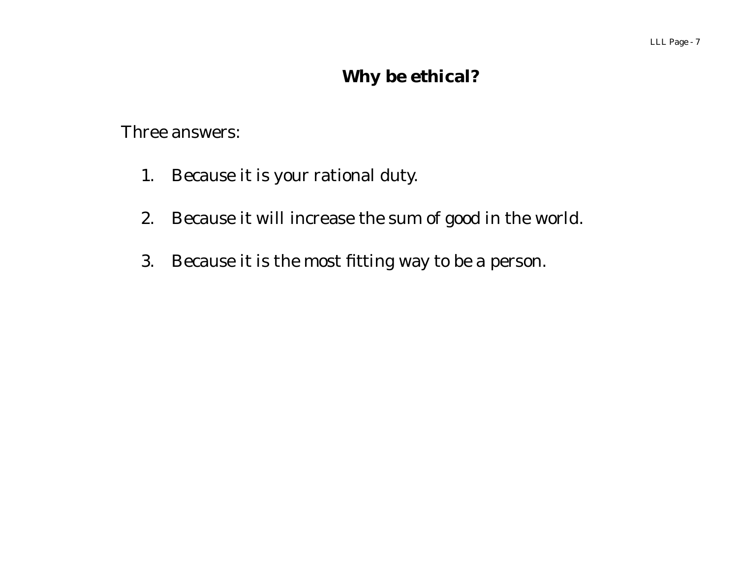# Why be ethical?

Three answers:

1. Because it is your rational duty.

2. Because it will increase the sum of good in the world.

3. Because it is the most fitting way to be a person.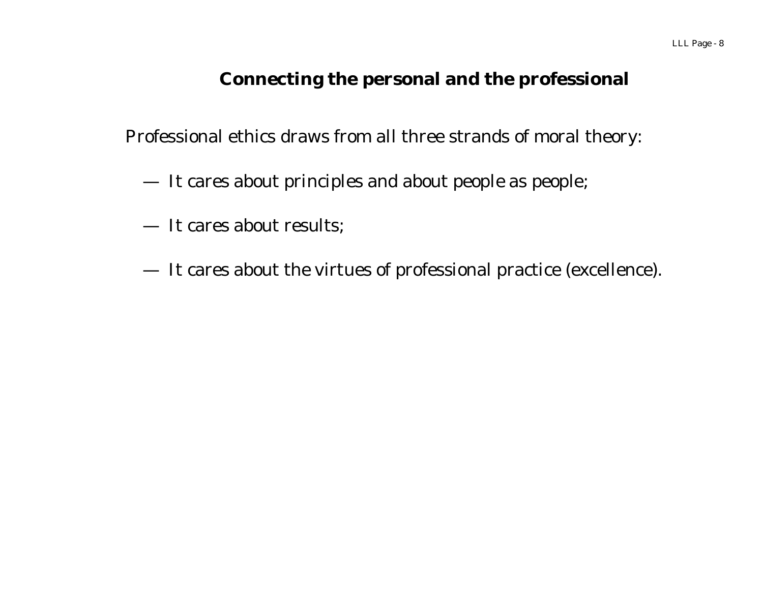## Connecting the personal and the professional

Professional ethics draws from all three strands of moral theory:

— It cares about principles and about people as people;

— It cares about results;

— It cares about the virtues of professional practice (excellence).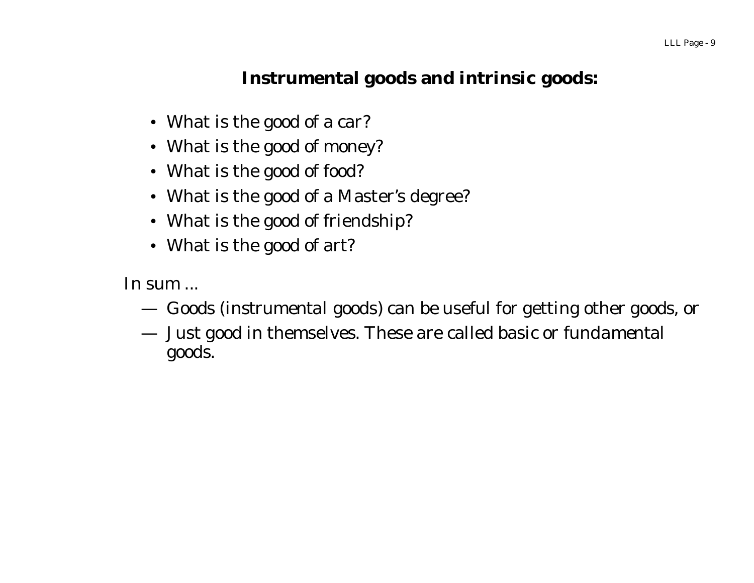## Instrumental goods and intrinsic goods:

- What is the good of a car?
- What is the good of money?
- What is the good of food?
- What is the good of a Master's degree?
- What is the good of friendship?
- What is the good of art?

In sum ...

— Goods (instrumental goods) can be useful for getting other goods, or

— Just good in themselves. These are called basic or fundamental goods.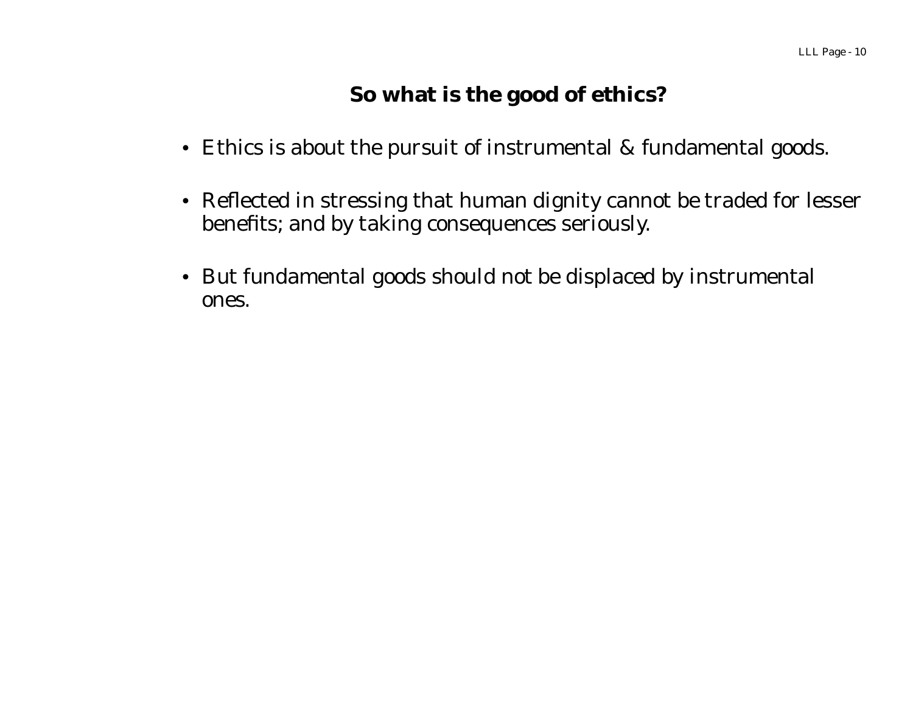## So what is the good of ethics?

- Ethics is about the pursuit of instrumental & fundamental goods.
- Reflected in stressing that human dignity cannot be traded for lesser benefits; and by taking consequences seriously.
- But fundamental goods should not be displaced by instrumental ones.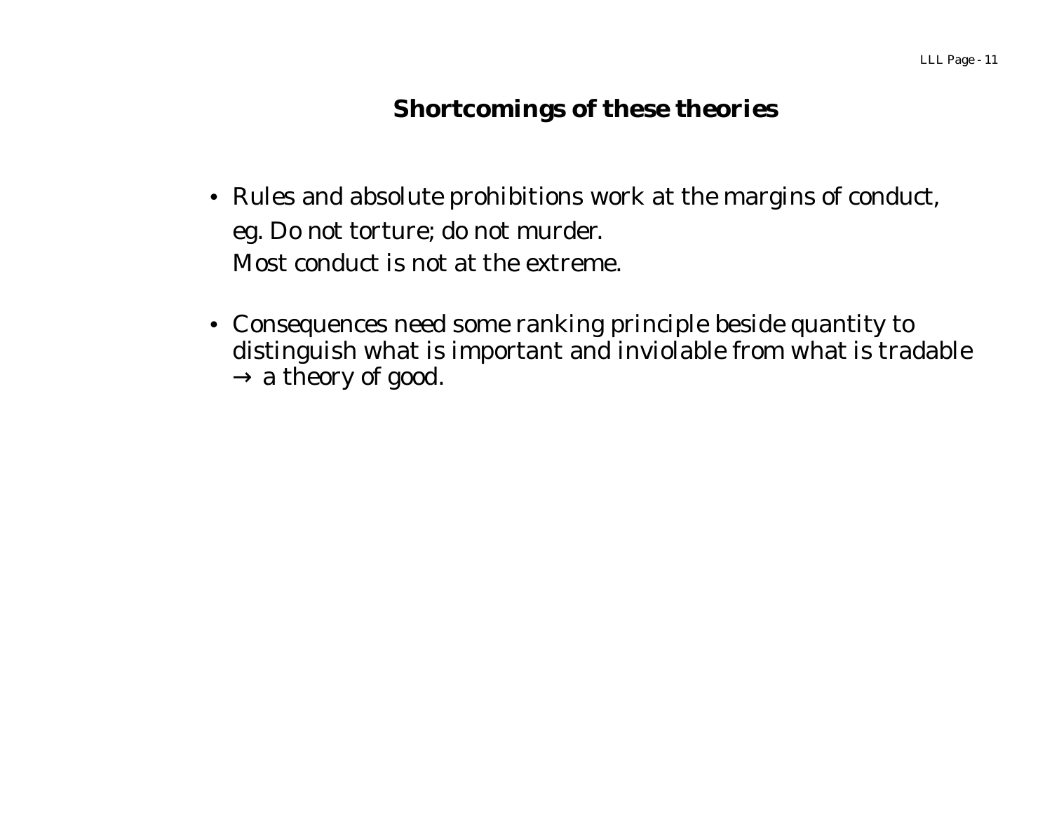# Shortcomings of these theories

- Rules and absolute prohibitions work at the margins of conduct,
  eg. Do not torture; do not murder.
  Most conduct is not at the extreme.

- Consequences need some ranking principle beside quantity to distinguish what is important and inviolable from what is tradable → a theory of good.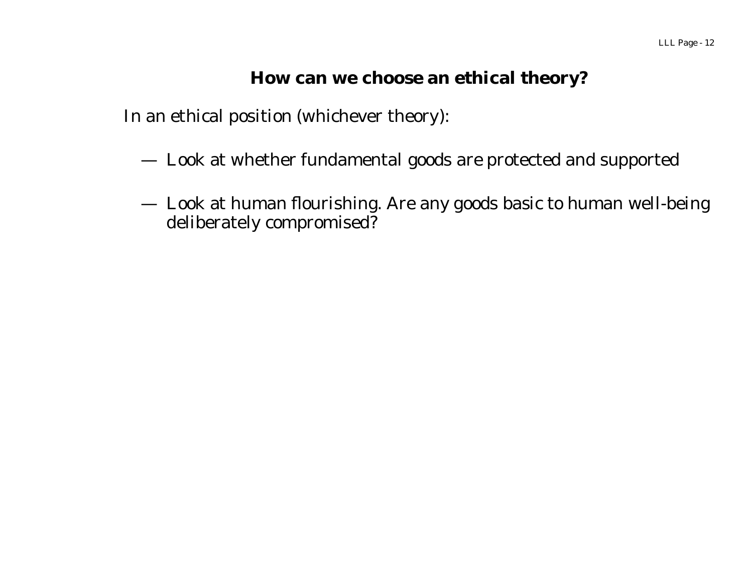## How can we choose an ethical theory?

In an ethical position (whichever theory):

- Look at whether fundamental goods are protected and supported
- Look at human flourishing. Are any goods basic to human well-being deliberately compromised?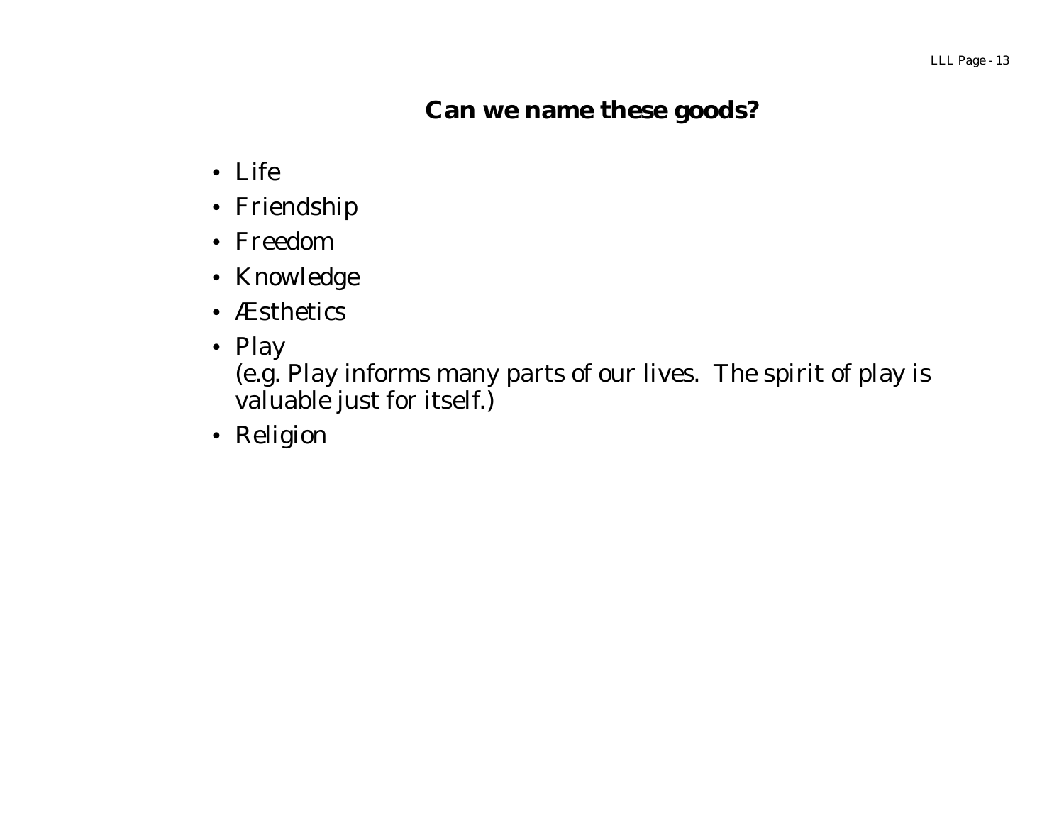## Can we name these goods?

- Life
- Friendship
- Freedom
- Knowledge
- Æsthetics
- Play
  (e.g. Play informs many parts of our lives. The spirit of play is valuable just for itself.)
- Religion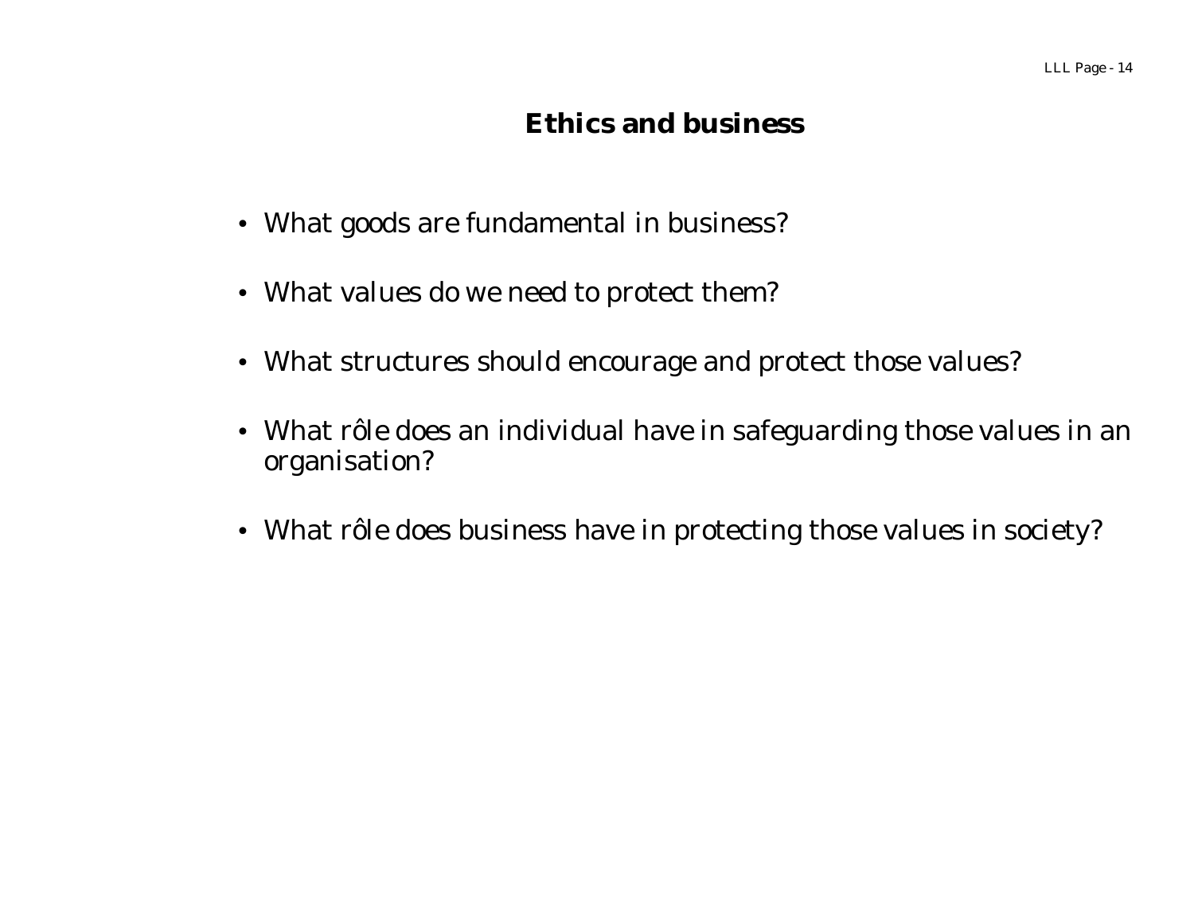# Ethics and business

- What goods are fundamental in business?
- What values do we need to protect them?
- What structures should encourage and protect those values?
- What rôle does an individual have in safeguarding those values in an organisation?
- What rôle does business have in protecting those values in society?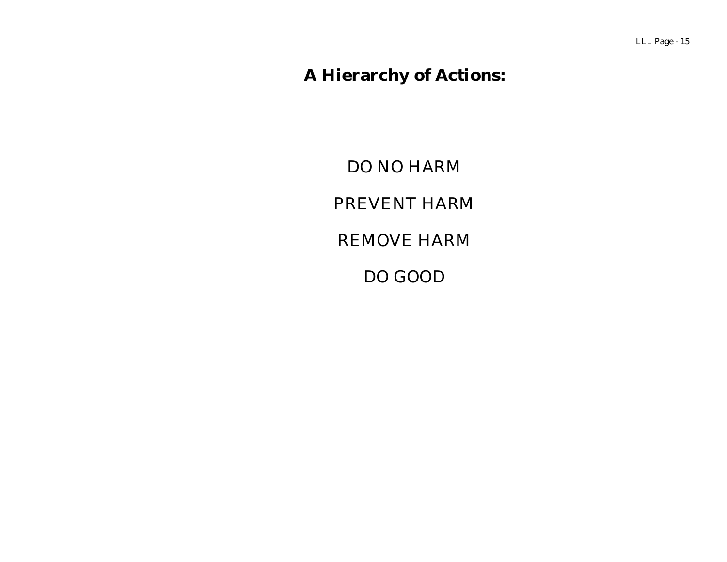## A Hierarchy of Actions:

DO NO HARM

PREVENT HARM

REMOVE HARM

DO GOOD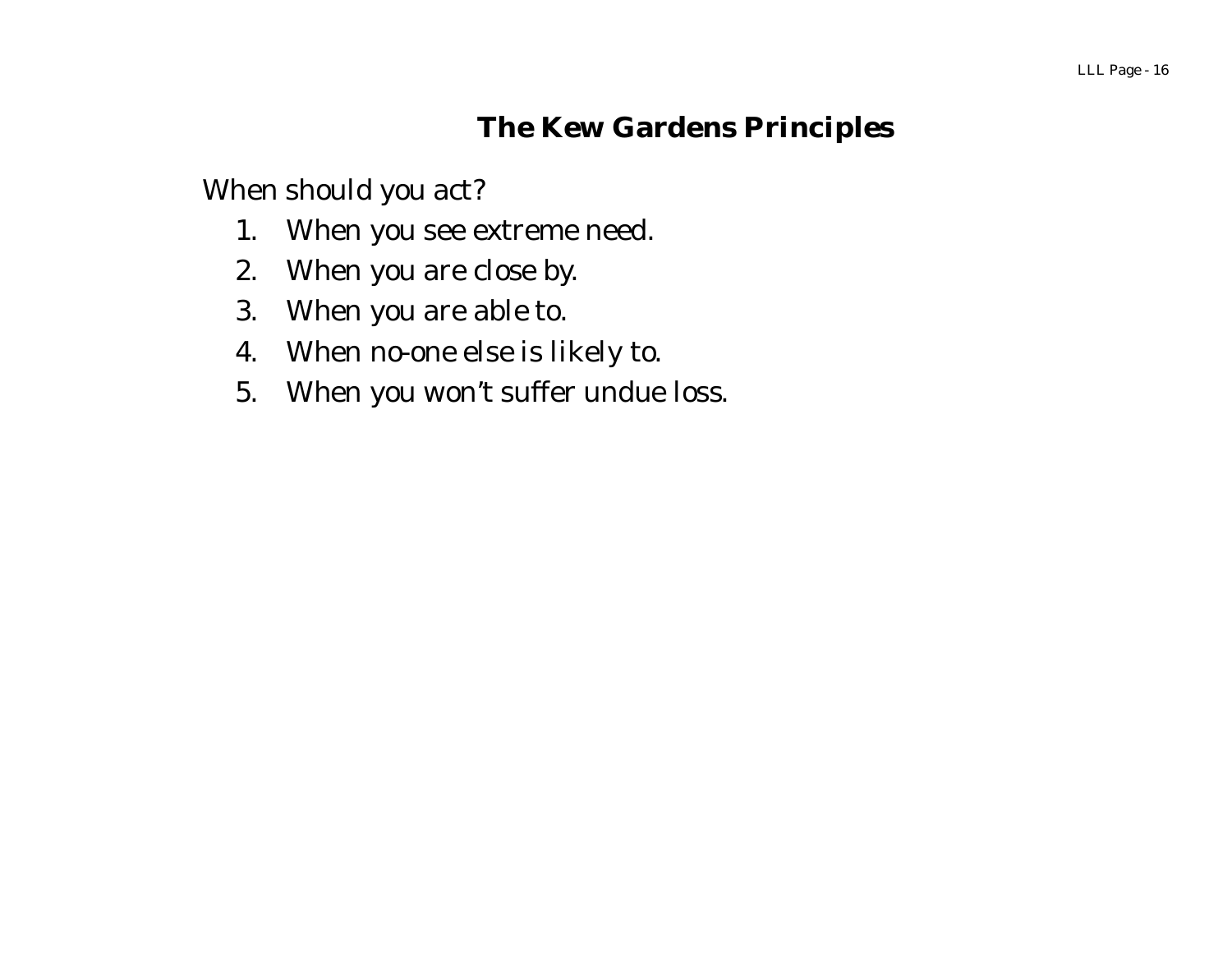# The Kew Gardens Principles

When should you act?

1. When you see extreme need.
2. When you are close by.
3. When you are able to.
4. When no-one else is likely to.
5. When you won't suffer undue loss.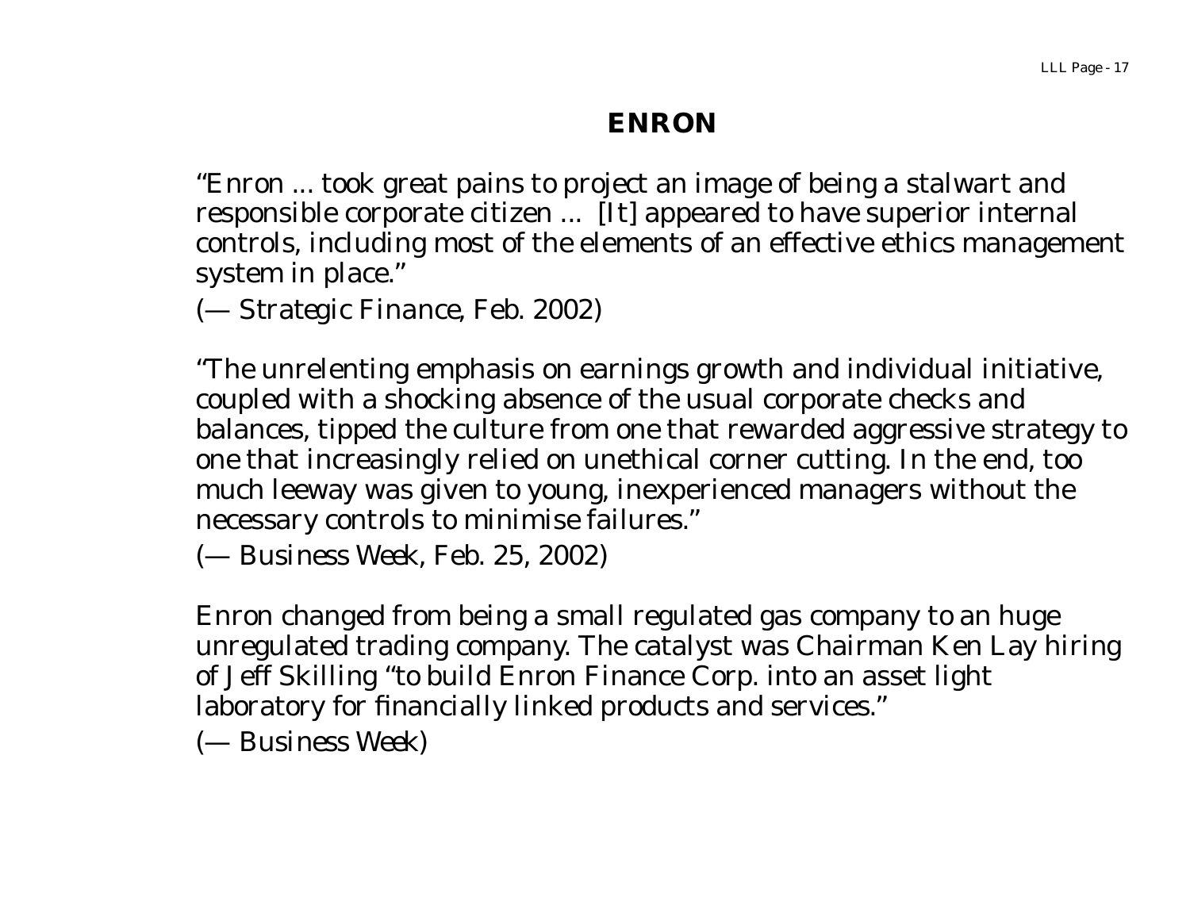# ENRON

"Enron ... took great pains to project an image of being a stalwart and responsible corporate citizen ... [It] appeared to have superior internal controls, including most of the elements of an effective ethics management system in place."

(— *Strategic Finance*, Feb. 2002)

"The unrelenting emphasis on earnings growth and individual initiative, coupled with a shocking absence of the usual corporate checks and balances, tipped the culture from one that rewarded aggressive strategy to one that increasingly relied on unethical corner cutting. In the end, too much leeway was given to young, inexperienced managers without the necessary controls to minimise failures."

(— *Business Week*, Feb. 25, 2002)

Enron changed from being a small regulated gas company to an huge unregulated trading company. The catalyst was Chairman Ken Lay hiring of Jeff Skilling "to build Enron Finance Corp. into an asset light laboratory for financially linked products and services."

(— *Business Week*)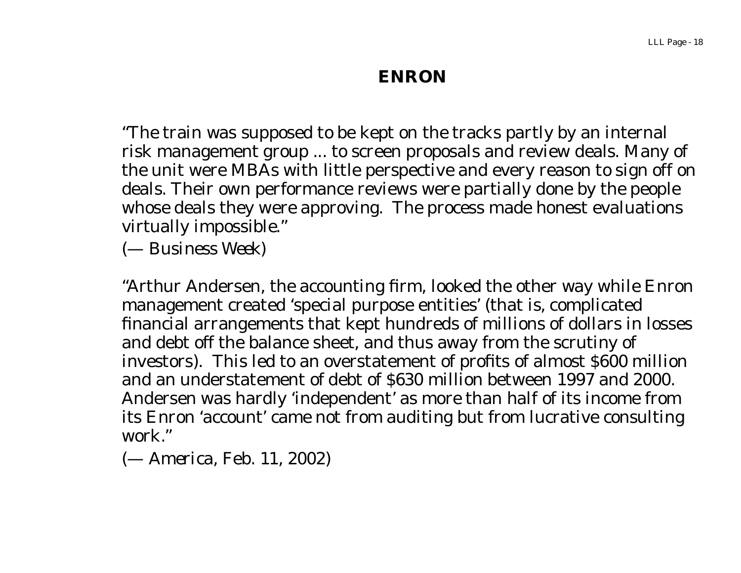# ENRON

"The train was supposed to be kept on the tracks partly by an internal risk management group ... to screen proposals and review deals. Many of the unit were MBAs with little perspective and every reason to sign off on deals. Their own performance reviews were partially done by the people whose deals they were approving. The process made honest evaluations virtually impossible."
(— *Business Week*)

"Arthur Andersen, the accounting firm, looked the other way while Enron management created 'special purpose entities' (that is, complicated financial arrangements that kept hundreds of millions of dollars in losses and debt off the balance sheet, and thus away from the scrutiny of investors). This led to an overstatement of profits of almost $600 million and an understatement of debt of $630 million between 1997 and 2000. Andersen was hardly 'independent' as more than half of its income from its Enron 'account' came not from auditing but from lucrative consulting work."
(— *America*, Feb. 11, 2002)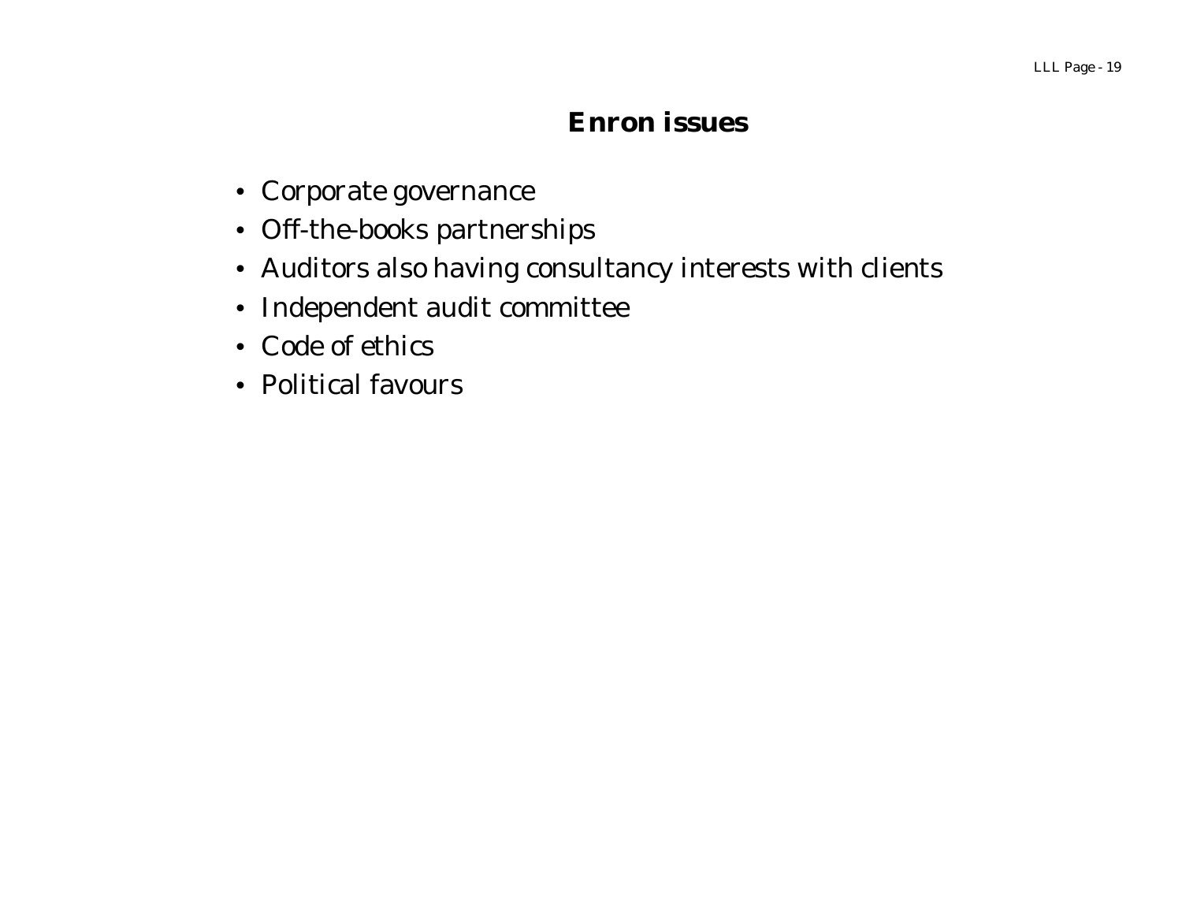# Enron issues

- Corporate governance
- Off-the-books partnerships
- Auditors also having consultancy interests with clients
- Independent audit committee
- Code of ethics
- Political favours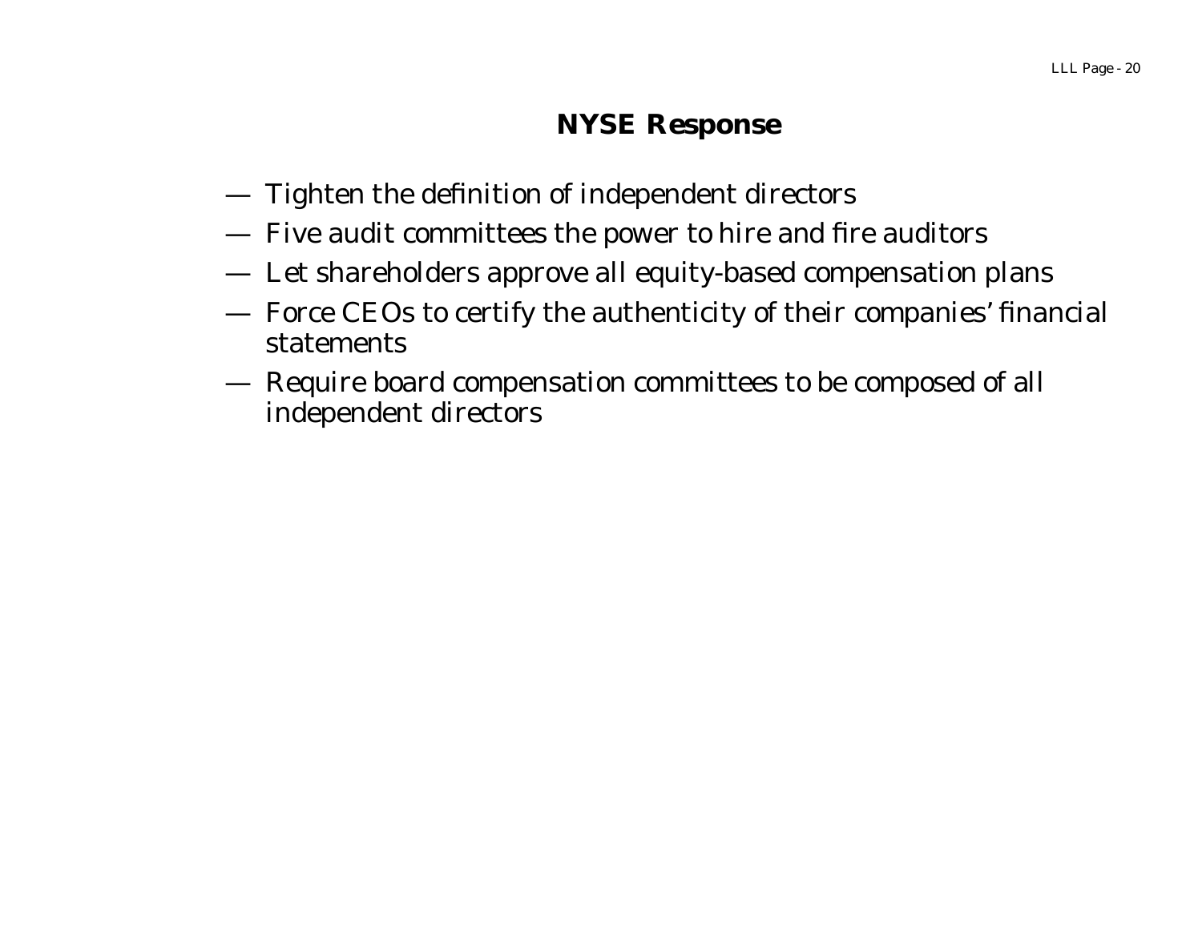# NYSE Response

- Tighten the definition of independent directors
- Five audit committees the power to hire and fire auditors
- Let shareholders approve all equity-based compensation plans
- Force CEOs to certify the authenticity of their companies' financial statements
- Require board compensation committees to be composed of all independent directors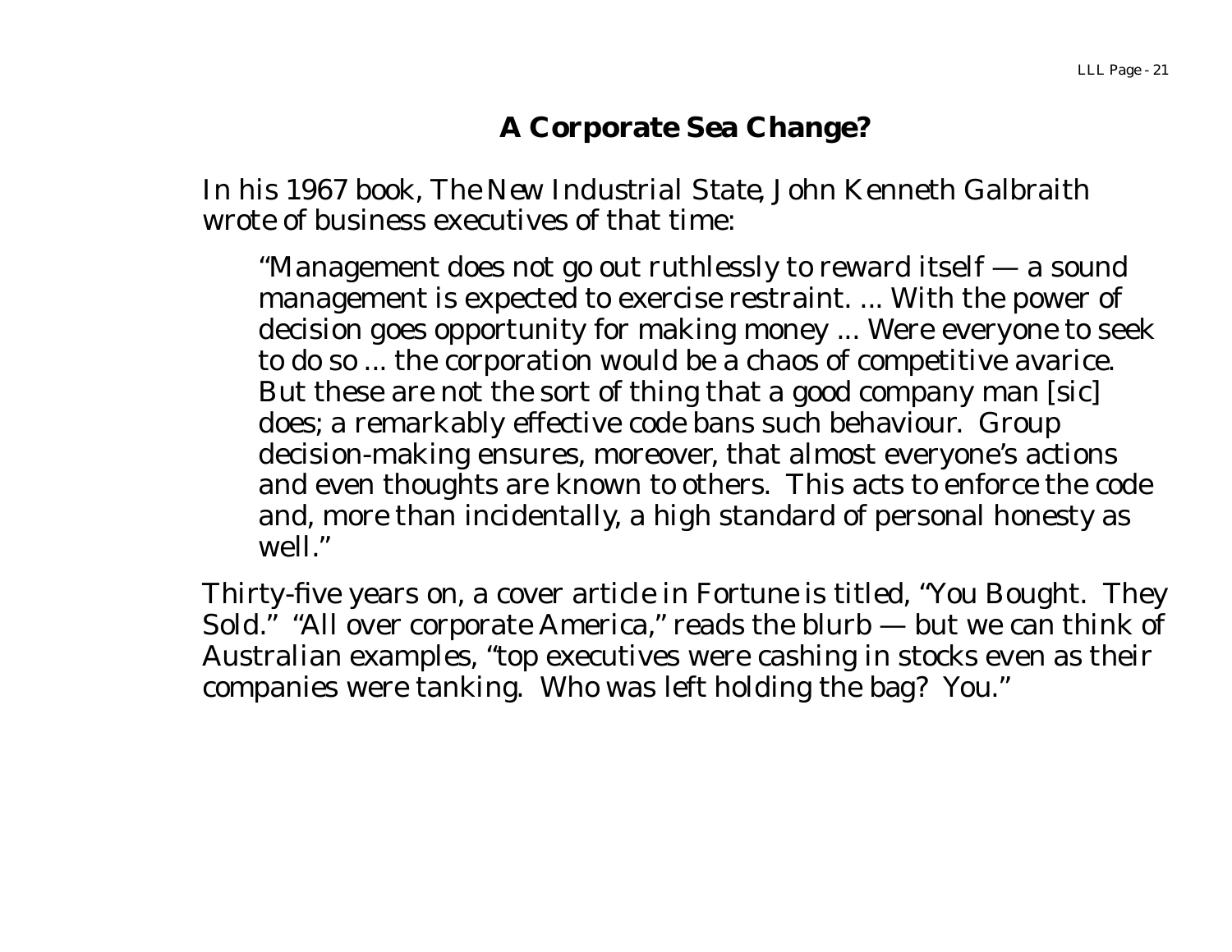# A Corporate Sea Change?

In his 1967 book, *The New Industrial State*, John Kenneth Galbraith wrote of business executives of that time:

> "Management does not go out ruthlessly to reward itself — a sound management is expected to exercise restraint. ... With the power of decision goes opportunity for making money ... Were everyone to seek to do so ... the corporation would be a chaos of competitive avarice. But these are not the sort of thing that a good company man [sic] does; a remarkably effective code bans such behaviour. Group decision-making ensures, moreover, that almost everyone's actions and even thoughts are known to others. This acts to enforce the code and, more than incidentally, a high standard of personal honesty as well."

Thirty-five years on, a cover article in *Fortune* is titled, "You Bought. They Sold." "All over corporate America," reads the blurb — but we can think of Australian examples, "top executives were cashing in stocks even as their companies were tanking. Who was left holding the bag? You."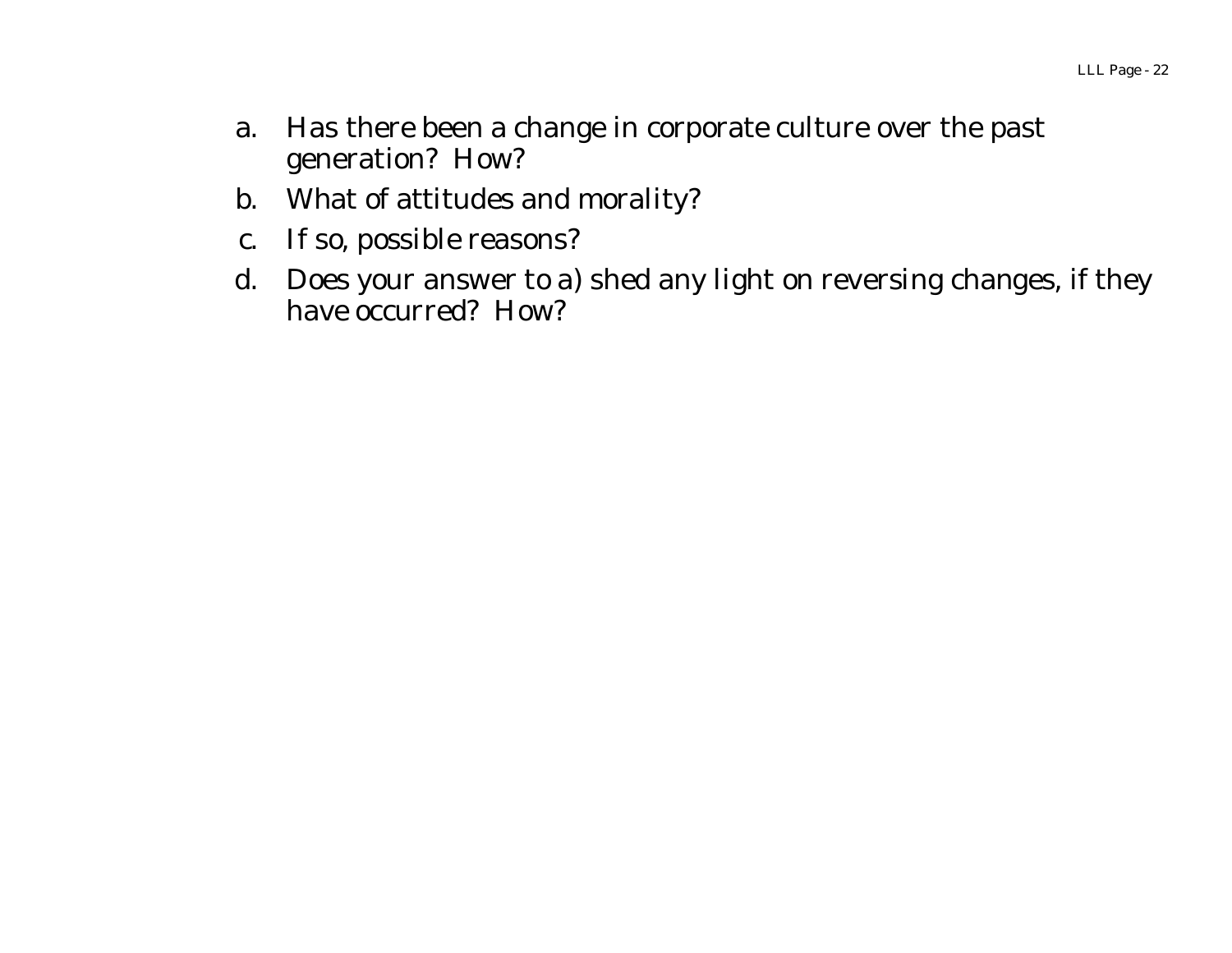a. Has there been a change in corporate culture over the past generation? How?
b. What of attitudes and morality?
c. If so, possible reasons?
d. Does your answer to a) shed any light on reversing changes, if they have occurred? How?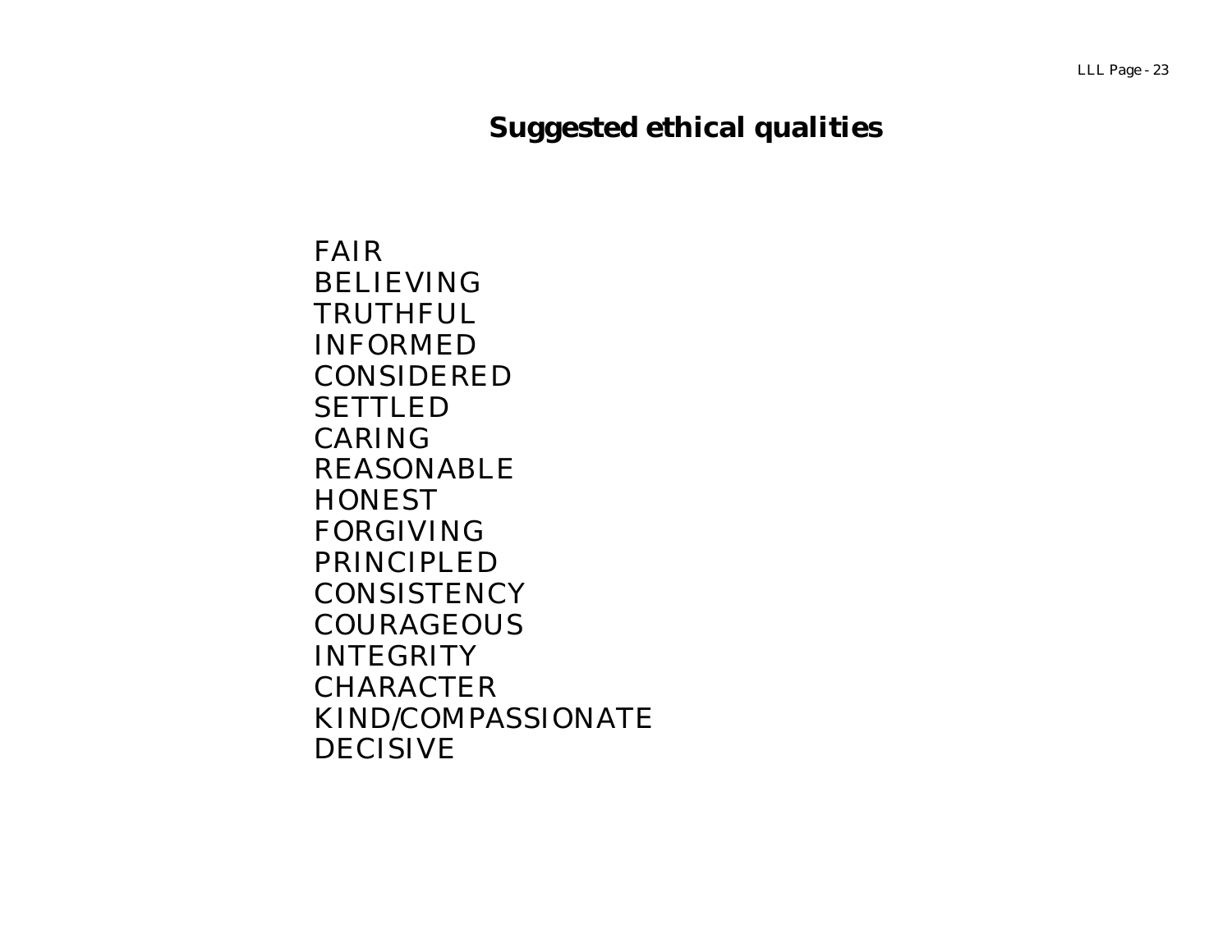# Suggested ethical qualities

FAIR
BELIEVING
TRUTHFUL
INFORMED
CONSIDERED
SETTLED
CARING
REASONABLE
HONEST
FORGIVING
PRINCIPLED
CONSISTENCY
COURAGEOUS
INTEGRITY
CHARACTER
KIND/COMPASSIONATE
DECISIVE